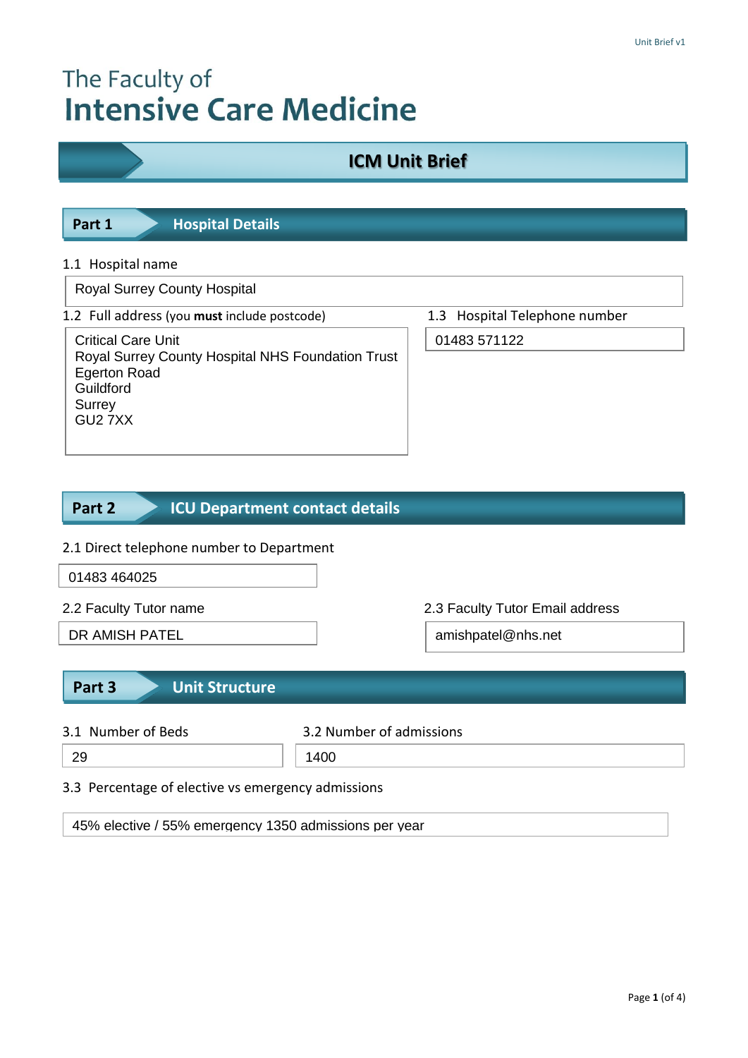# The Faculty of
# Intensive Care Medicine

## ICM Unit Brief

## Part 1 Hospital Details

1.1 Hospital name

Royal Surrey County Hospital

1.2 Full address (you **must** include postcode)

Critical Care Unit
Royal Surrey County Hospital NHS Foundation Trust
Egerton Road
Guildford
Surrey
GU2 7XX

1.3 Hospital Telephone number

01483 571122

## Part 2 ICU Department contact details

2.1 Direct telephone number to Department

01483 464025

2.2 Faculty Tutor name

DR AMISH PATEL

2.3 Faculty Tutor Email address

amishpatel@nhs.net

## Part 3 Unit Structure

3.1 Number of Beds

29

3.2 Number of admissions

1400

3.3 Percentage of elective vs emergency admissions

45% elective / 55% emergency 1350 admissions per year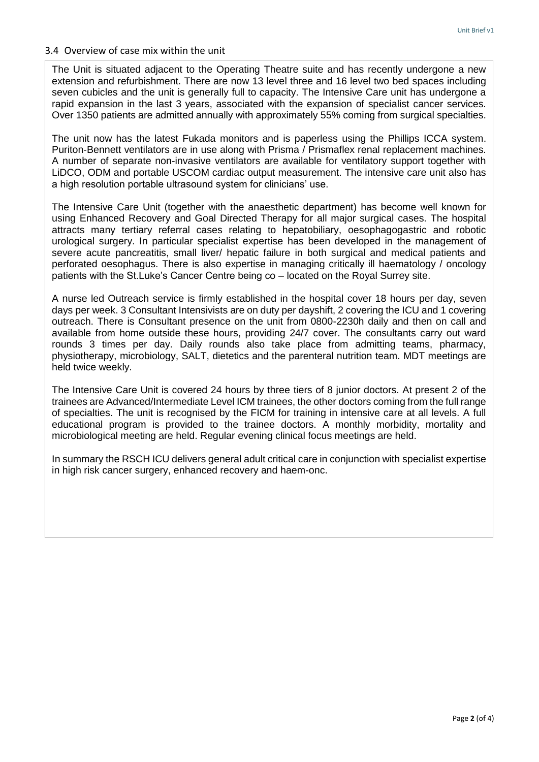### 3.4 Overview of case mix within the unit

The Unit is situated adjacent to the Operating Theatre suite and has recently undergone a new extension and refurbishment. There are now 13 level three and 16 level two bed spaces including seven cubicles and the unit is generally full to capacity. The Intensive Care unit has undergone a rapid expansion in the last 3 years, associated with the expansion of specialist cancer services. Over 1350 patients are admitted annually with approximately 55% coming from surgical specialties.

The unit now has the latest Fukada monitors and is paperless using the Phillips ICCA system. Puriton-Bennett ventilators are in use along with Prisma / Prismaflex renal replacement machines. A number of separate non-invasive ventilators are available for ventilatory support together with LiDCO, ODM and portable USCOM cardiac output measurement. The intensive care unit also has a high resolution portable ultrasound system for clinicians' use.

The Intensive Care Unit (together with the anaesthetic department) has become well known for using Enhanced Recovery and Goal Directed Therapy for all major surgical cases. The hospital attracts many tertiary referral cases relating to hepatobiliary, oesophagogastric and robotic urological surgery. In particular specialist expertise has been developed in the management of severe acute pancreatitis, small liver/ hepatic failure in both surgical and medical patients and perforated oesophagus. There is also expertise in managing critically ill haematology / oncology patients with the St.Luke's Cancer Centre being co – located on the Royal Surrey site.

A nurse led Outreach service is firmly established in the hospital cover 18 hours per day, seven days per week. 3 Consultant Intensivists are on duty per dayshift, 2 covering the ICU and 1 covering outreach. There is Consultant presence on the unit from 0800-2230h daily and then on call and available from home outside these hours, providing 24/7 cover. The consultants carry out ward rounds 3 times per day. Daily rounds also take place from admitting teams, pharmacy, physiotherapy, microbiology, SALT, dietetics and the parenteral nutrition team. MDT meetings are held twice weekly.

The Intensive Care Unit is covered 24 hours by three tiers of 8 junior doctors. At present 2 of the trainees are Advanced/Intermediate Level ICM trainees, the other doctors coming from the full range of specialties. The unit is recognised by the FICM for training in intensive care at all levels. A full educational program is provided to the trainee doctors. A monthly morbidity, mortality and microbiological meeting are held. Regular evening clinical focus meetings are held.

In summary the RSCH ICU delivers general adult critical care in conjunction with specialist expertise in high risk cancer surgery, enhanced recovery and haem-onc.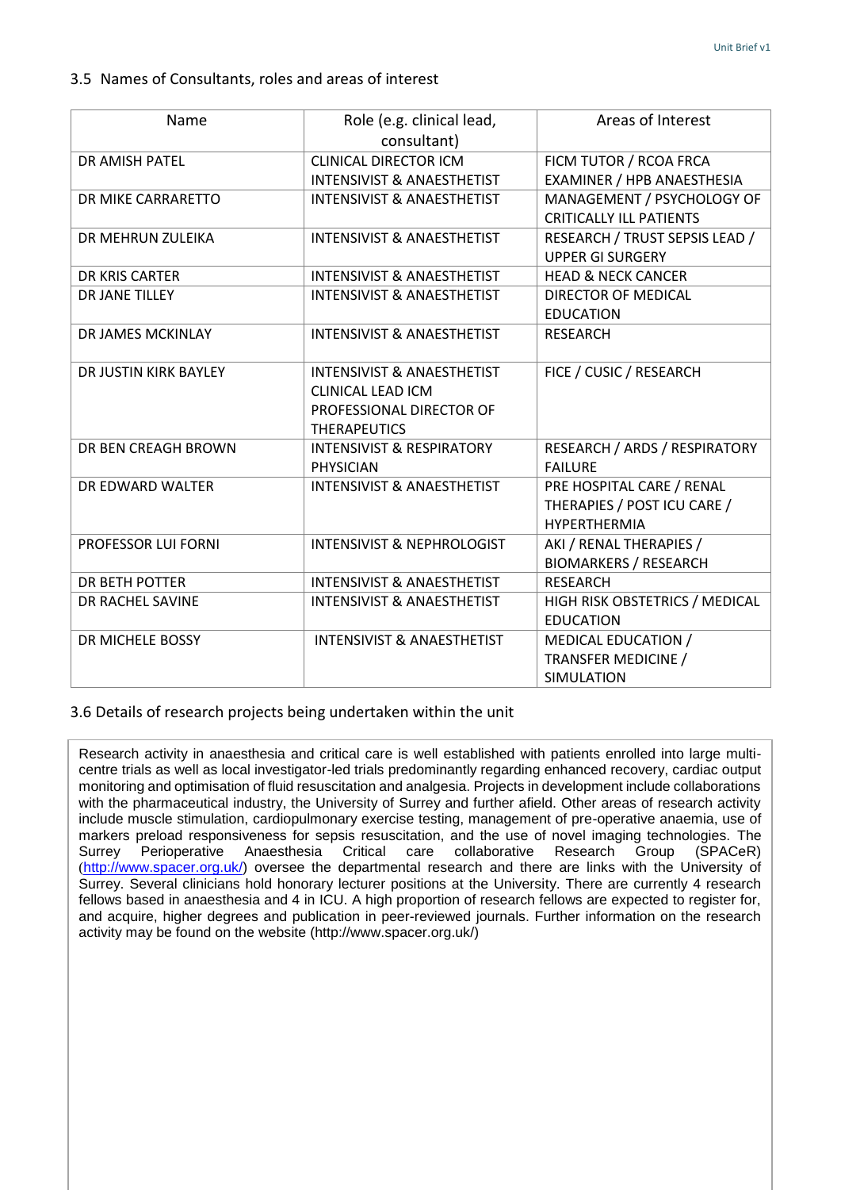### 3.5 Names of Consultants, roles and areas of interest

| Name | Role (e.g. clinical lead, consultant) | Areas of Interest |
|---|---|---|
| DR AMISH PATEL | CLINICAL DIRECTOR ICM INTENSIVIST & ANAESTHETIST | FICM TUTOR / RCOA FRCA EXAMINER / HPB ANAESTHESIA |
| DR MIKE CARRARETTO | INTENSIVIST & ANAESTHETIST | MANAGEMENT / PSYCHOLOGY OF CRITICALLY ILL PATIENTS |
| DR MEHRUN ZULEIKA | INTENSIVIST & ANAESTHETIST | RESEARCH / TRUST SEPSIS LEAD / UPPER GI SURGERY |
| DR KRIS CARTER | INTENSIVIST & ANAESTHETIST | HEAD & NECK CANCER |
| DR JANE TILLEY | INTENSIVIST & ANAESTHETIST | DIRECTOR OF MEDICAL EDUCATION |
| DR JAMES MCKINLAY | INTENSIVIST & ANAESTHETIST | RESEARCH |
| DR JUSTIN KIRK BAYLEY | INTENSIVIST & ANAESTHETIST CLINICAL LEAD ICM PROFESSIONAL DIRECTOR OF THERAPEUTICS | FICE / CUSIC / RESEARCH |
| DR BEN CREAGH BROWN | INTENSIVIST & RESPIRATORY PHYSICIAN | RESEARCH / ARDS / RESPIRATORY FAILURE |
| DR EDWARD WALTER | INTENSIVIST & ANAESTHETIST | PRE HOSPITAL CARE / RENAL THERAPIES / POST ICU CARE / HYPERTHERMIA |
| PROFESSOR LUI FORNI | INTENSIVIST & NEPHROLOGIST | AKI / RENAL THERAPIES / BIOMARKERS / RESEARCH |
| DR BETH POTTER | INTENSIVIST & ANAESTHETIST | RESEARCH |
| DR RACHEL SAVINE | INTENSIVIST & ANAESTHETIST | HIGH RISK OBSTETRICS / MEDICAL EDUCATION |
| DR MICHELE BOSSY | INTENSIVIST & ANAESTHETIST | MEDICAL EDUCATION / TRANSFER MEDICINE / SIMULATION |

### 3.6 Details of research projects being undertaken within the unit

Research activity in anaesthesia and critical care is well established with patients enrolled into large multi-centre trials as well as local investigator-led trials predominantly regarding enhanced recovery, cardiac output monitoring and optimisation of fluid resuscitation and analgesia. Projects in development include collaborations with the pharmaceutical industry, the University of Surrey and further afield. Other areas of research activity include muscle stimulation, cardiopulmonary exercise testing, management of pre-operative anaemia, use of markers preload responsiveness for sepsis resuscitation, and the use of novel imaging technologies. The Surrey Perioperative Anaesthesia Critical care collaborative Research Group (SPACeR) (http://www.spacer.org.uk/) oversee the departmental research and there are links with the University of Surrey. Several clinicians hold honorary lecturer positions at the University. There are currently 4 research fellows based in anaesthesia and 4 in ICU. A high proportion of research fellows are expected to register for, and acquire, higher degrees and publication in peer-reviewed journals. Further information on the research activity may be found on the website (http://www.spacer.org.uk/)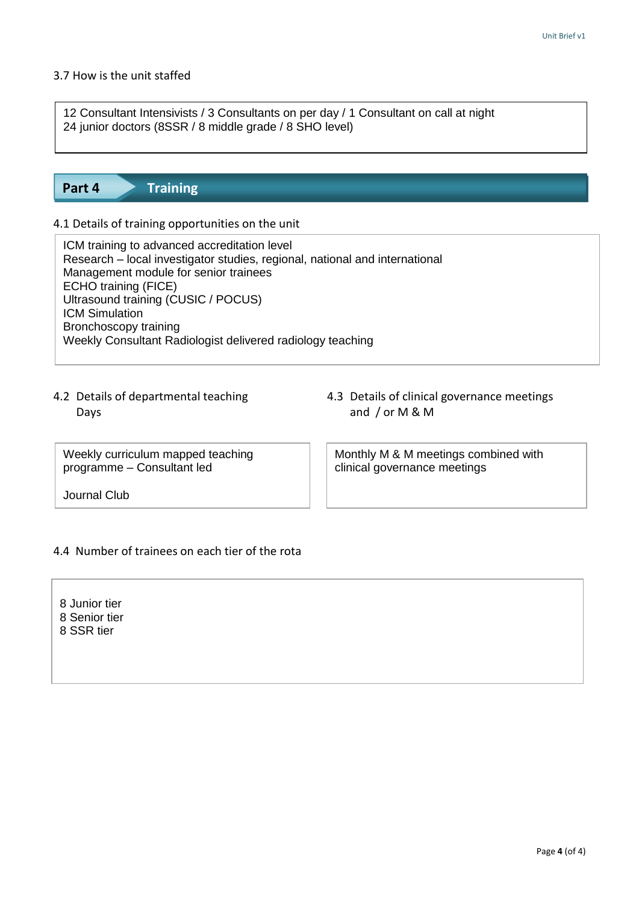### 3.7 How is the unit staffed

12 Consultant Intensivists / 3 Consultants on per day / 1 Consultant on call at night
24 junior doctors (8SSR / 8 middle grade / 8 SHO level)

## Part 4 Training

### 4.1 Details of training opportunities on the unit

ICM training to advanced accreditation level
Research – local investigator studies, regional, national and international
Management module for senior trainees
ECHO training (FICE)
Ultrasound training (CUSIC / POCUS)
ICM Simulation
Bronchoscopy training
Weekly Consultant Radiologist delivered radiology teaching

### 4.2 Details of departmental teaching Days

Weekly curriculum mapped teaching programme – Consultant led

Journal Club

### 4.3 Details of clinical governance meetings and / or M & M

Monthly M & M meetings combined with clinical governance meetings

### 4.4 Number of trainees on each tier of the rota

8 Junior tier
8 Senior tier
8 SSR tier